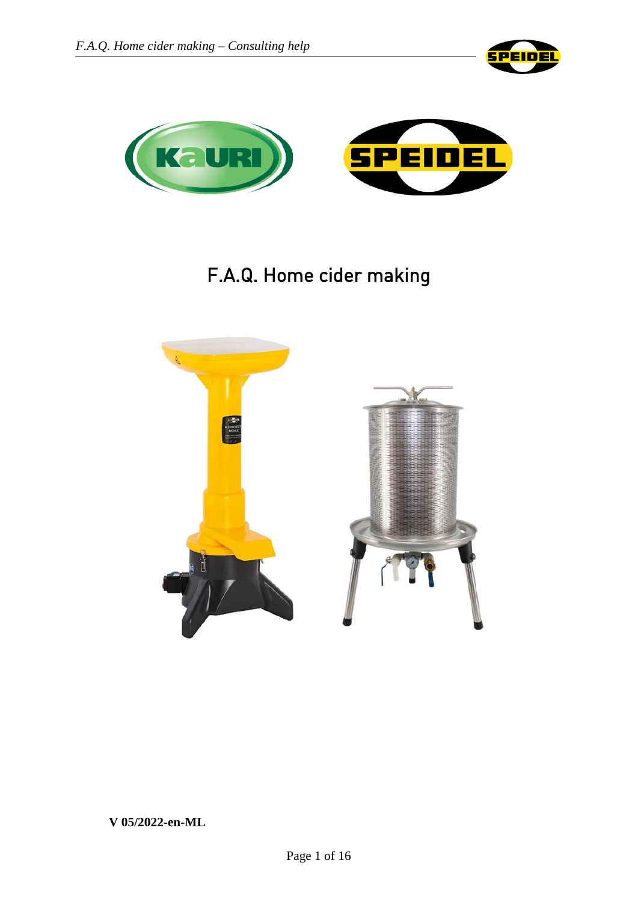# F.A.Q. Home cider making

**V 05/2022-en-ML**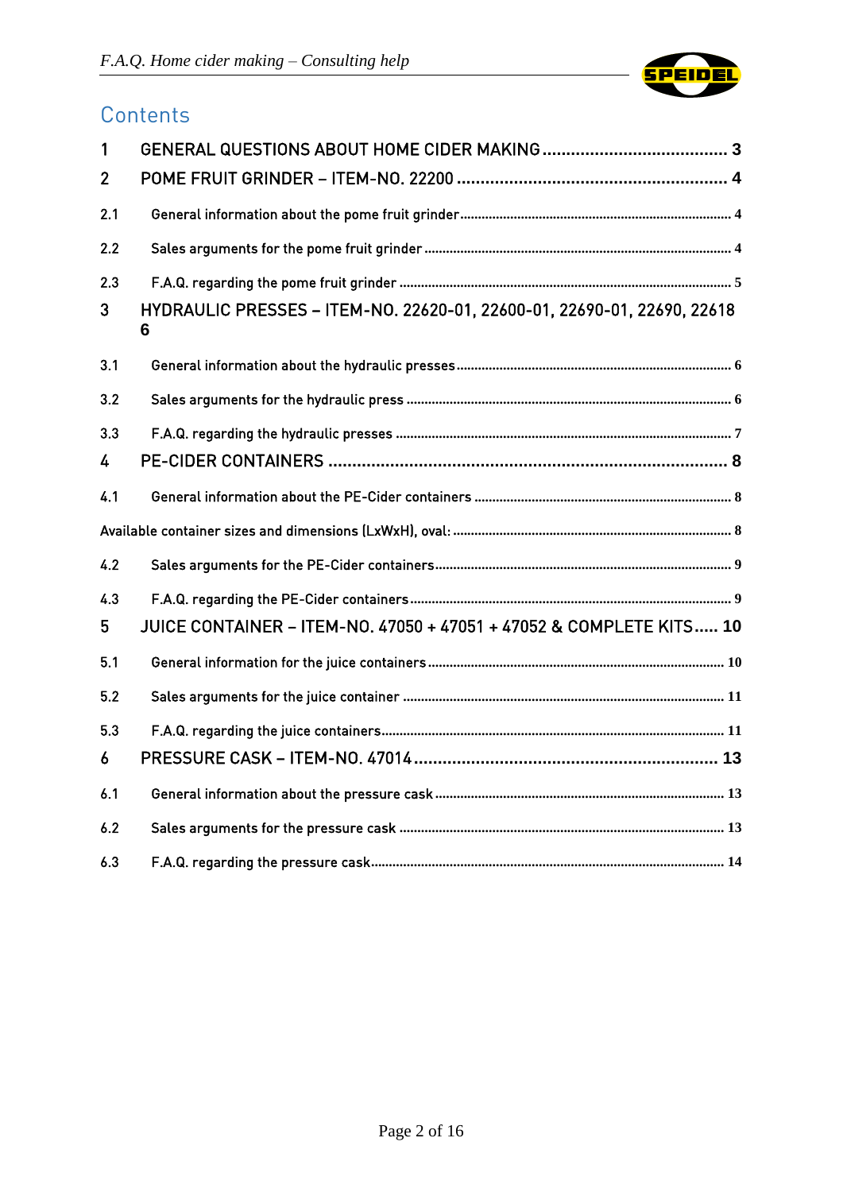# Contents

1 GENERAL QUESTIONS ABOUT HOME CIDER MAKING ....................................... 3

2 POME FRUIT GRINDER – ITEM-NO. 22200 ......................................................... 4

2.1 General information about the pome fruit grinder ........................................................................... 4

2.2 Sales arguments for the pome fruit grinder ..................................................................................... 4

2.3 F.A.Q. regarding the pome fruit grinder ............................................................................................ 5

3 HYDRAULIC PRESSES – ITEM-NO. 22620-01, 22600-01, 22690-01, 22690, 22618 6

3.1 General information about the hydraulic presses ............................................................................ 6

3.2 Sales arguments for the hydraulic press .......................................................................................... 6

3.3 F.A.Q. regarding the hydraulic presses ............................................................................................ 7

4 PE-CIDER CONTAINERS .................................................................................... 8

4.1 General information about the PE-Cider containers ....................................................................... 8

Available container sizes and dimensions (LxWxH), oval: ............................................................................. 8

4.2 Sales arguments for the PE-Cider containers .................................................................................. 9

4.3 F.A.Q. regarding the PE-Cider containers ......................................................................................... 9

5 JUICE CONTAINER – ITEM-NO. 47050 + 47051 + 47052 & COMPLETE KITS..... 10

5.1 General information for the juice containers .................................................................................. 10

5.2 Sales arguments for the juice container ......................................................................................... 11

5.3 F.A.Q. regarding the juice containers............................................................................................... 11

6 PRESSURE CASK – ITEM-NO. 47014 ................................................................ 13

6.1 General information about the pressure cask ................................................................................ 13

6.2 Sales arguments for the pressure cask .......................................................................................... 13

6.3 F.A.Q. regarding the pressure cask.................................................................................................. 14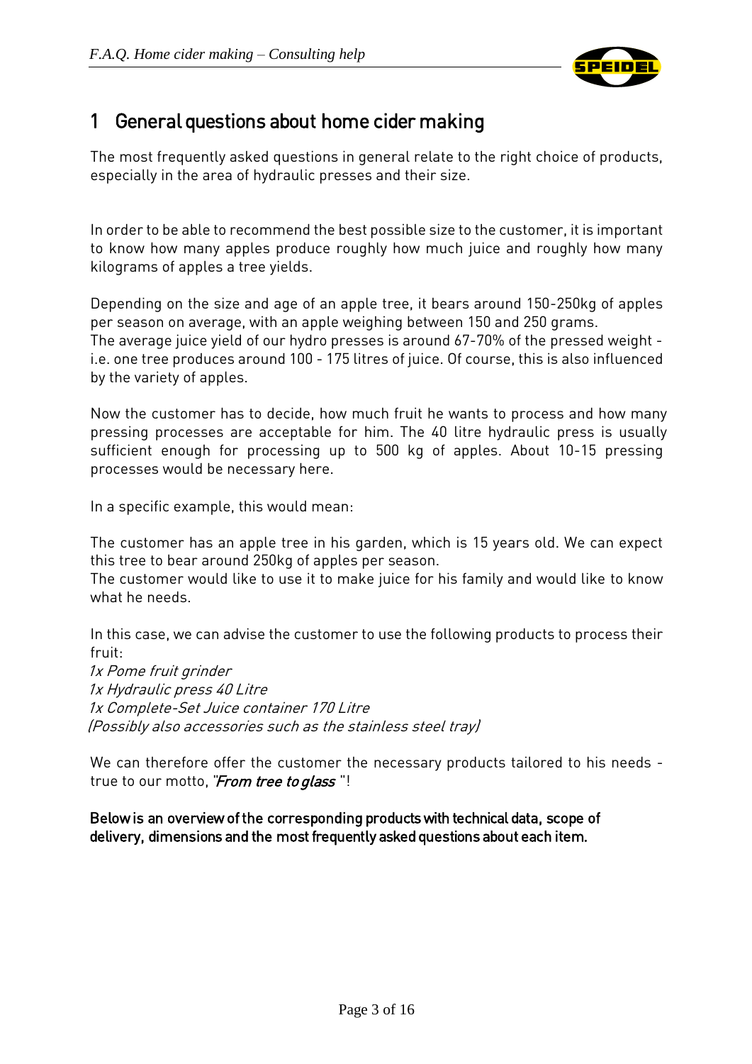# 1 General questions about home cider making

The most frequently asked questions in general relate to the right choice of products, especially in the area of hydraulic presses and their size.

In order to be able to recommend the best possible size to the customer, it is important to know how many apples produce roughly how much juice and roughly how many kilograms of apples a tree yields.

Depending on the size and age of an apple tree, it bears around 150-250kg of apples per season on average, with an apple weighing between 150 and 250 grams.
The average juice yield of our hydro presses is around 67-70% of the pressed weight - i.e. one tree produces around 100 - 175 litres of juice. Of course, this is also influenced by the variety of apples.

Now the customer has to decide, how much fruit he wants to process and how many pressing processes are acceptable for him. The 40 litre hydraulic press is usually sufficient enough for processing up to 500 kg of apples. About 10-15 pressing processes would be necessary here.

In a specific example, this would mean:

The customer has an apple tree in his garden, which is 15 years old. We can expect this tree to bear around 250kg of apples per season.
The customer would like to use it to make juice for his family and would like to know what he needs.

In this case, we can advise the customer to use the following products to process their fruit:
*1x Pome fruit grinder*
*1x Hydraulic press 40 Litre*
*1x Complete-Set Juice container 170 Litre*
*(Possibly also accessories such as the stainless steel tray)*

We can therefore offer the customer the necessary products tailored to his needs - true to our motto, "***From tree to glass*** "!

**Below is an overview of the corresponding products with technical data, scope of delivery, dimensions and the most frequently asked questions about each item.**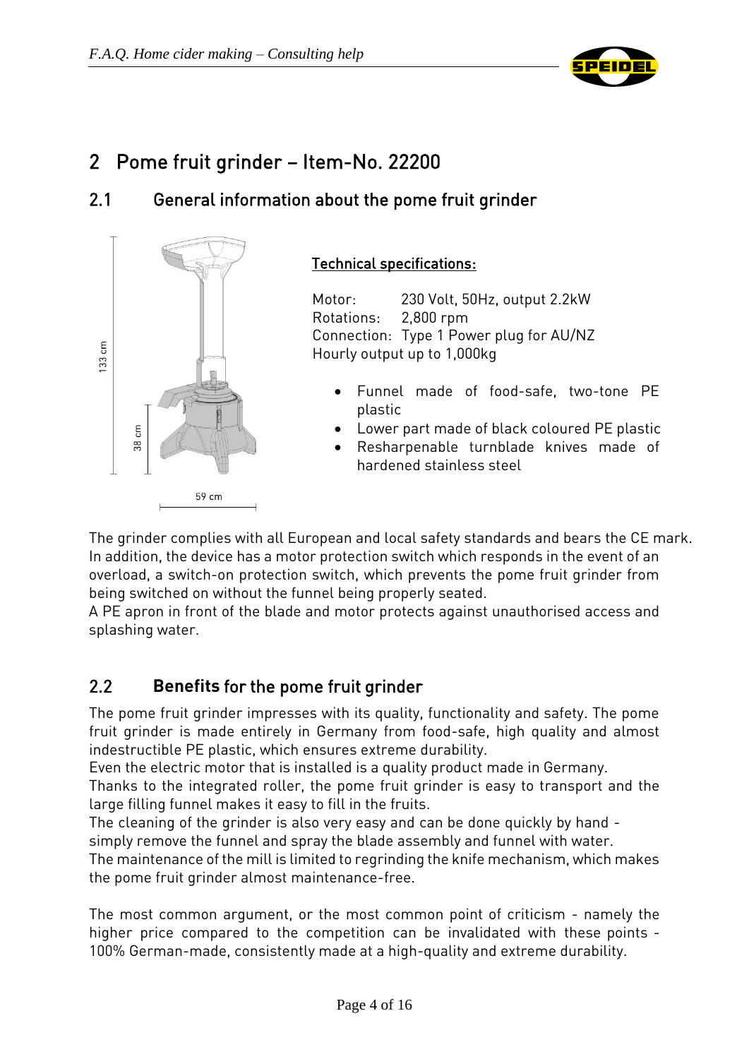## 2 Pome fruit grinder – Item-No. 22200

### 2.1 General information about the pome fruit grinder

**Technical specifications:**

Motor: 230 Volt, 50Hz, output 2.2kW
Rotations: 2,800 rpm
Connection: Type 1 Power plug for AU/NZ
Hourly output up to 1,000kg

- Funnel made of food-safe, two-tone PE plastic
- Lower part made of black coloured PE plastic
- Resharpenable turnblade knives made of hardened stainless steel

The grinder complies with all European and local safety standards and bears the CE mark. In addition, the device has a motor protection switch which responds in the event of an overload, a switch-on protection switch, which prevents the pome fruit grinder from being switched on without the funnel being properly seated.
A PE apron in front of the blade and motor protects against unauthorised access and splashing water.

### 2.2 Benefits for the pome fruit grinder

The pome fruit grinder impresses with its quality, functionality and safety. The pome fruit grinder is made entirely in Germany from food-safe, high quality and almost indestructible PE plastic, which ensures extreme durability.
Even the electric motor that is installed is a quality product made in Germany.
Thanks to the integrated roller, the pome fruit grinder is easy to transport and the large filling funnel makes it easy to fill in the fruits.
The cleaning of the grinder is also very easy and can be done quickly by hand - simply remove the funnel and spray the blade assembly and funnel with water.
The maintenance of the mill is limited to regrinding the knife mechanism, which makes the pome fruit grinder almost maintenance-free.

The most common argument, or the most common point of criticism - namely the higher price compared to the competition can be invalidated with these points - 100% German-made, consistently made at a high-quality and extreme durability.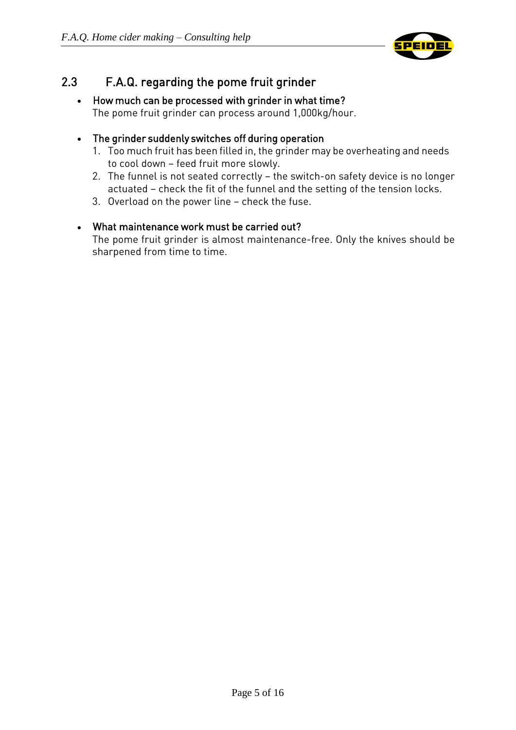## 2.3 F.A.Q. regarding the pome fruit grinder

- **How much can be processed with grinder in what time?**
  The pome fruit grinder can process around 1,000kg/hour.

- **The grinder suddenly switches off during operation**
  1. Too much fruit has been filled in, the grinder may be overheating and needs to cool down – feed fruit more slowly.
  2. The funnel is not seated correctly – the switch-on safety device is no longer actuated – check the fit of the funnel and the setting of the tension locks.
  3. Overload on the power line – check the fuse.

- **What maintenance work must be carried out?**
  The pome fruit grinder is almost maintenance-free. Only the knives should be sharpened from time to time.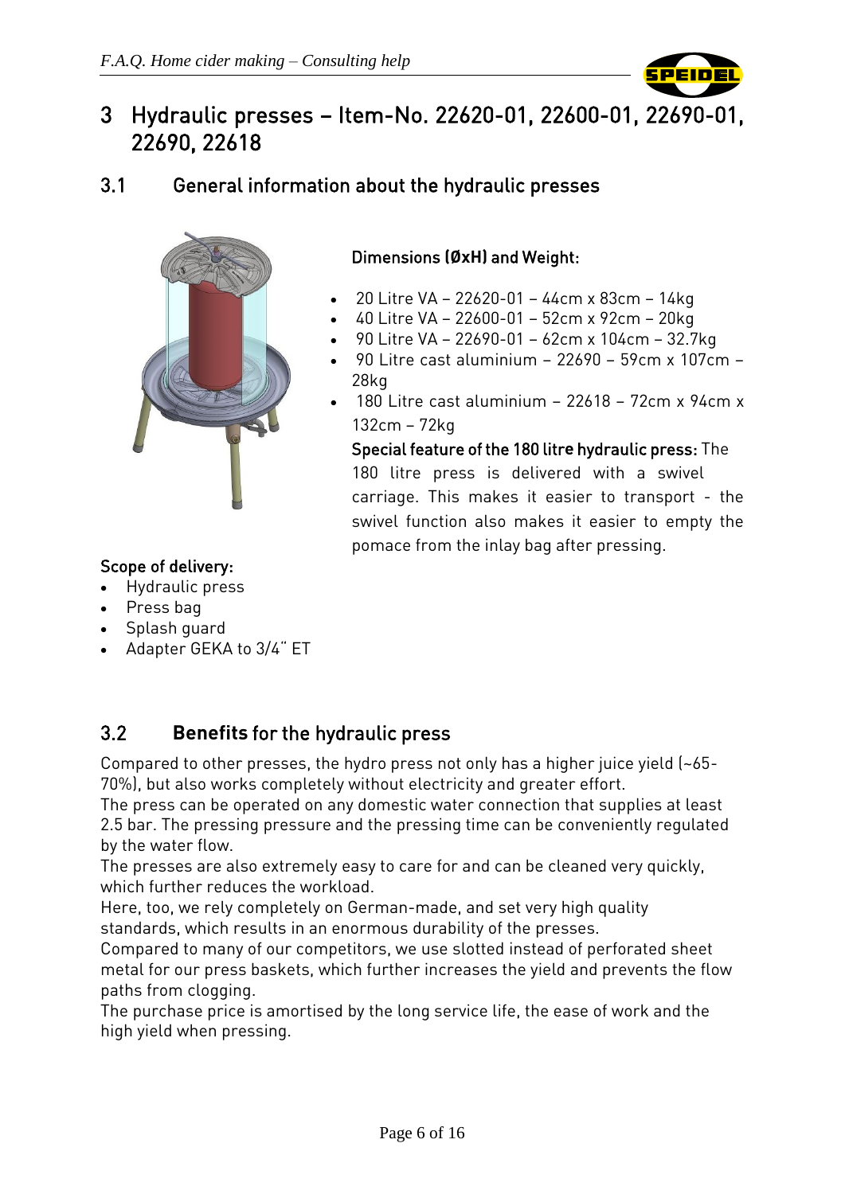# 3 Hydraulic presses – Item-No. 22620-01, 22600-01, 22690-01, 22690, 22618

## 3.1 General information about the hydraulic presses

**Dimensions (ØxH) and Weight:**

- 20 Litre VA – 22620-01 – 44cm x 83cm – 14kg
- 40 Litre VA – 22600-01 – 52cm x 92cm – 20kg
- 90 Litre VA – 22690-01 – 62cm x 104cm – 32.7kg
- 90 Litre cast aluminium – 22690 – 59cm x 107cm – 28kg
- 180 Litre cast aluminium – 22618 – 72cm x 94cm x 132cm – 72kg

**Special feature of the 180 litre hydraulic press:** The 180 litre press is delivered with a swivel carriage. This makes it easier to transport - the swivel function also makes it easier to empty the pomace from the inlay bag after pressing.

**Scope of delivery:**

- Hydraulic press
- Press bag
- Splash guard
- Adapter GEKA to 3/4" ET

## 3.2 Benefits for the hydraulic press

Compared to other presses, the hydro press not only has a higher juice yield (~65-70%), but also works completely without electricity and greater effort.
The press can be operated on any domestic water connection that supplies at least 2.5 bar. The pressing pressure and the pressing time can be conveniently regulated by the water flow.
The presses are also extremely easy to care for and can be cleaned very quickly, which further reduces the workload.
Here, too, we rely completely on German-made, and set very high quality standards, which results in an enormous durability of the presses.
Compared to many of our competitors, we use slotted instead of perforated sheet metal for our press baskets, which further increases the yield and prevents the flow paths from clogging.
The purchase price is amortised by the long service life, the ease of work and the high yield when pressing.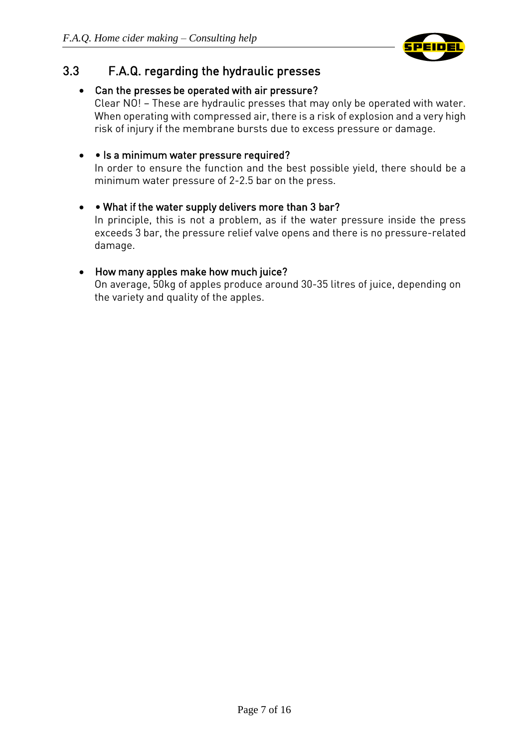## 3.3 F.A.Q. regarding the hydraulic presses

- Can the presses be operated with air pressure?
  Clear NO! – These are hydraulic presses that may only be operated with water. When operating with compressed air, there is a risk of explosion and a very high risk of injury if the membrane bursts due to excess pressure or damage.

- • Is a minimum water pressure required?
  In order to ensure the function and the best possible yield, there should be a minimum water pressure of 2-2.5 bar on the press.

- • What if the water supply delivers more than 3 bar?
  In principle, this is not a problem, as if the water pressure inside the press exceeds 3 bar, the pressure relief valve opens and there is no pressure-related damage.

- How many apples make how much juice?
  On average, 50kg of apples produce around 30-35 litres of juice, depending on the variety and quality of the apples.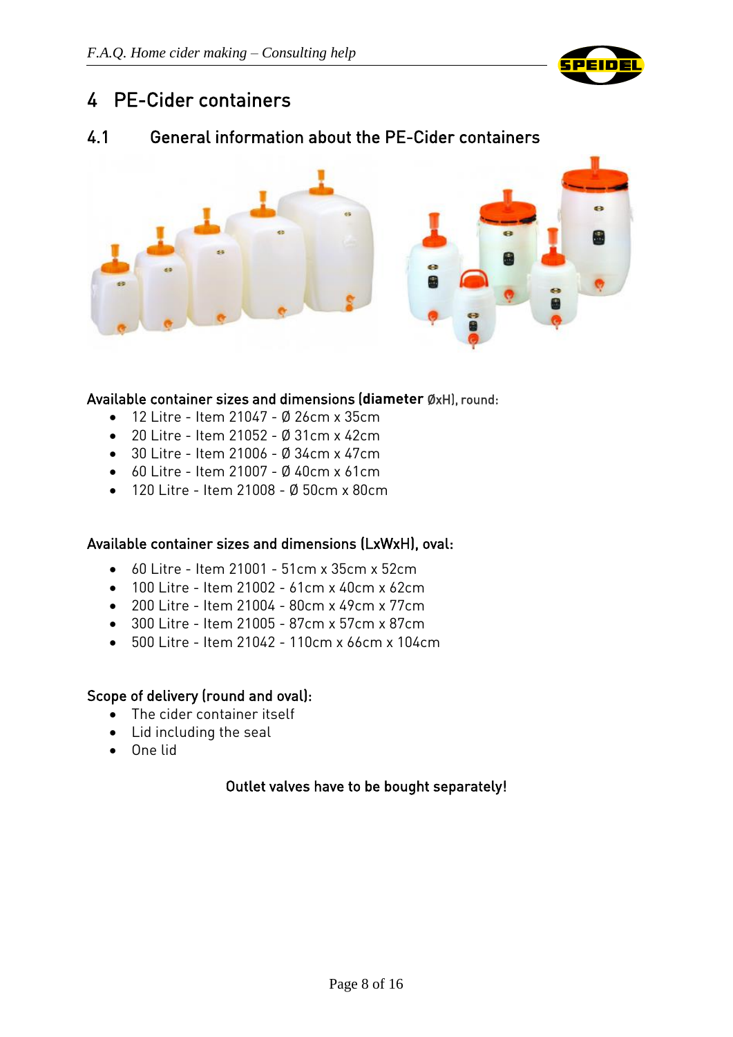# 4 PE-Cider containers

## 4.1 General information about the PE-Cider containers

Available container sizes and dimensions (**diameter** ØxH), round:

- 12 Litre - Item 21047 - Ø 26cm x 35cm
- 20 Litre - Item 21052 - Ø 31cm x 42cm
- 30 Litre - Item 21006 - Ø 34cm x 47cm
- 60 Litre - Item 21007 - Ø 40cm x 61cm
- 120 Litre - Item 21008 - Ø 50cm x 80cm

Available container sizes and dimensions (LxWxH), oval:

- 60 Litre - Item 21001 - 51cm x 35cm x 52cm
- 100 Litre - Item 21002 - 61cm x 40cm x 62cm
- 200 Litre - Item 21004 - 80cm x 49cm x 77cm
- 300 Litre - Item 21005 - 87cm x 57cm x 87cm
- 500 Litre - Item 21042 - 110cm x 66cm x 104cm

Scope of delivery (round and oval):

- The cider container itself
- Lid including the seal
- One lid

Outlet valves have to be bought separately!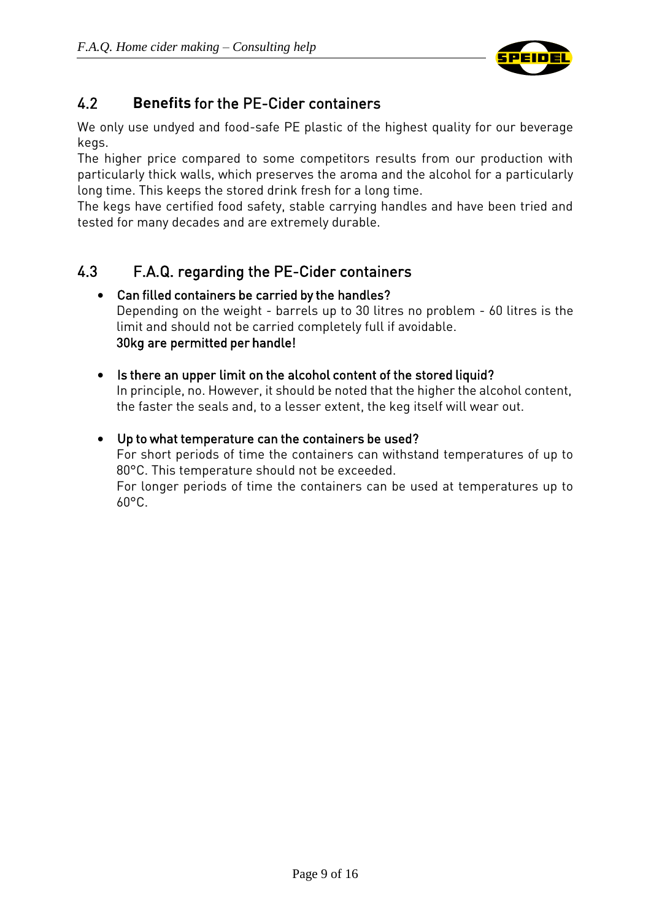## 4.2 **Benefits** for the PE-Cider containers

We only use undyed and food-safe PE plastic of the highest quality for our beverage kegs.
The higher price compared to some competitors results from our production with particularly thick walls, which preserves the aroma and the alcohol for a particularly long time. This keeps the stored drink fresh for a long time.
The kegs have certified food safety, stable carrying handles and have been tried and tested for many decades and are extremely durable.

## 4.3 F.A.Q. regarding the PE-Cider containers

- **Can filled containers be carried by the handles?**
  Depending on the weight - barrels up to 30 litres no problem - 60 litres is the limit and should not be carried completely full if avoidable.
  **30kg are permitted per handle!**

- **Is there an upper limit on the alcohol content of the stored liquid?**
  In principle, no. However, it should be noted that the higher the alcohol content, the faster the seals and, to a lesser extent, the keg itself will wear out.

- **Up to what temperature can the containers be used?**
  For short periods of time the containers can withstand temperatures of up to 80°C. This temperature should not be exceeded.
  For longer periods of time the containers can be used at temperatures up to 60°C.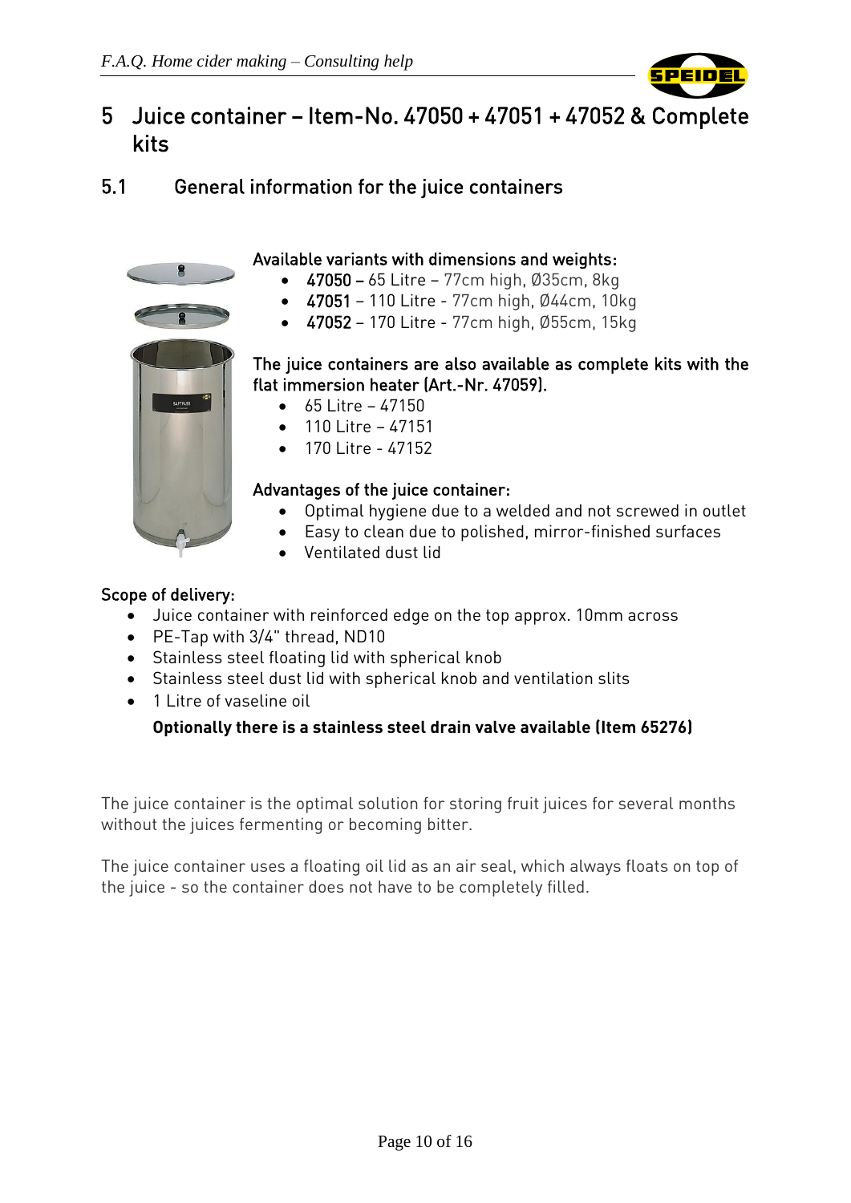# 5 Juice container – Item-No. 47050 + 47051 + 47052 & Complete kits

## 5.1 General information for the juice containers

### Available variants with dimensions and weights:

- **47050** – 65 Litre – 77cm high, Ø35cm, 8kg
- **47051** – 110 Litre - 77cm high, Ø44cm, 10kg
- **47052** – 170 Litre - 77cm high, Ø55cm, 15kg

### The juice containers are also available as complete kits with the flat immersion heater (Art.-Nr. 47059).

- 65 Litre – 47150
- 110 Litre – 47151
- 170 Litre - 47152

### Advantages of the juice container:

- Optimal hygiene due to a welded and not screwed in outlet
- Easy to clean due to polished, mirror-finished surfaces
- Ventilated dust lid

### Scope of delivery:

- Juice container with reinforced edge on the top approx. 10mm across
- PE-Tap with 3/4" thread, ND10
- Stainless steel floating lid with spherical knob
- Stainless steel dust lid with spherical knob and ventilation slits
- 1 Litre of vaseline oil

**Optionally there is a stainless steel drain valve available (Item 65276)**

The juice container is the optimal solution for storing fruit juices for several months without the juices fermenting or becoming bitter.

The juice container uses a floating oil lid as an air seal, which always floats on top of the juice - so the container does not have to be completely filled.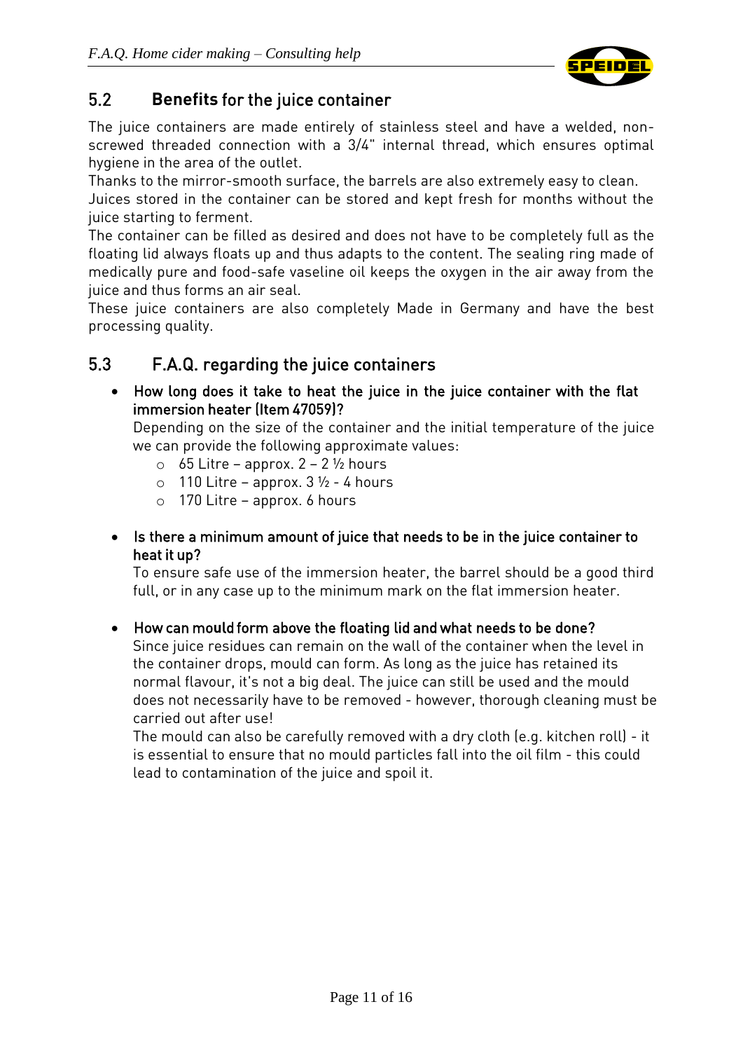## 5.2 **Benefits** for the juice container

The juice containers are made entirely of stainless steel and have a welded, non-screwed threaded connection with a 3/4" internal thread, which ensures optimal hygiene in the area of the outlet.
Thanks to the mirror-smooth surface, the barrels are also extremely easy to clean.
Juices stored in the container can be stored and kept fresh for months without the juice starting to ferment.
The container can be filled as desired and does not have to be completely full as the floating lid always floats up and thus adapts to the content. The sealing ring made of medically pure and food-safe vaseline oil keeps the oxygen in the air away from the juice and thus forms an air seal.
These juice containers are also completely Made in Germany and have the best processing quality.

## 5.3 F.A.Q. regarding the juice containers

- **How long does it take to heat the juice in the juice container with the flat immersion heater (Item 47059)?**
  Depending on the size of the container and the initial temperature of the juice we can provide the following approximate values:
  - 65 Litre – approx. 2 – 2 ½ hours
  - 110 Litre – approx. 3 ½ - 4 hours
  - 170 Litre – approx. 6 hours

- **Is there a minimum amount of juice that needs to be in the juice container to heat it up?**
  To ensure safe use of the immersion heater, the barrel should be a good third full, or in any case up to the minimum mark on the flat immersion heater.

- **How can mould form above the floating lid and what needs to be done?**
  Since juice residues can remain on the wall of the container when the level in the container drops, mould can form. As long as the juice has retained its normal flavour, it's not a big deal. The juice can still be used and the mould does not necessarily have to be removed - however, thorough cleaning must be carried out after use!
  The mould can also be carefully removed with a dry cloth (e.g. kitchen roll) - it is essential to ensure that no mould particles fall into the oil film - this could lead to contamination of the juice and spoil it.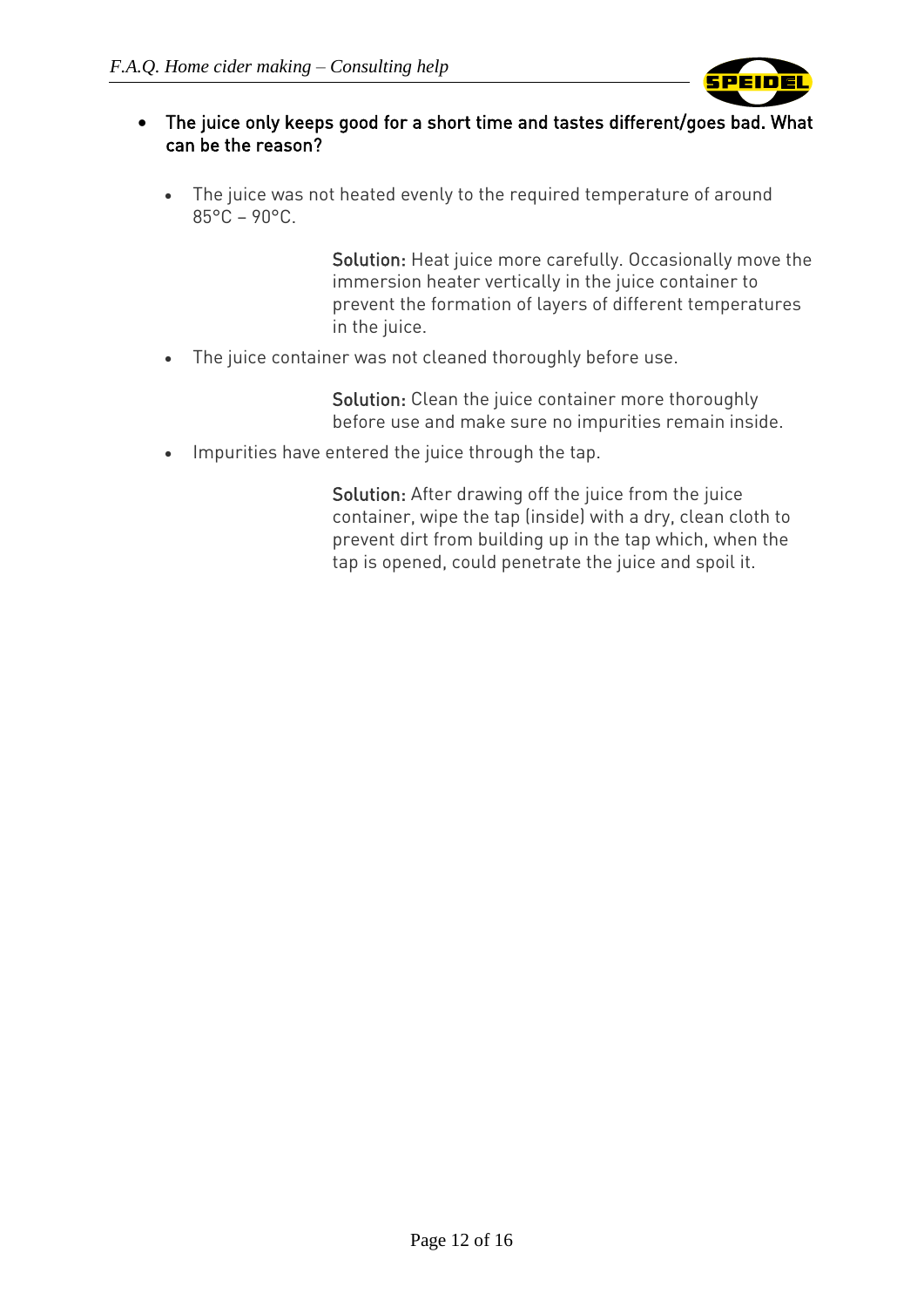- **The juice only keeps good for a short time and tastes different/goes bad. What can be the reason?**

  - The juice was not heated evenly to the required temperature of around 85°C – 90°C.

    **Solution:** Heat juice more carefully. Occasionally move the immersion heater vertically in the juice container to prevent the formation of layers of different temperatures in the juice.

  - The juice container was not cleaned thoroughly before use.

    **Solution:** Clean the juice container more thoroughly before use and make sure no impurities remain inside.

  - Impurities have entered the juice through the tap.

    **Solution:** After drawing off the juice from the juice container, wipe the tap (inside) with a dry, clean cloth to prevent dirt from building up in the tap which, when the tap is opened, could penetrate the juice and spoil it.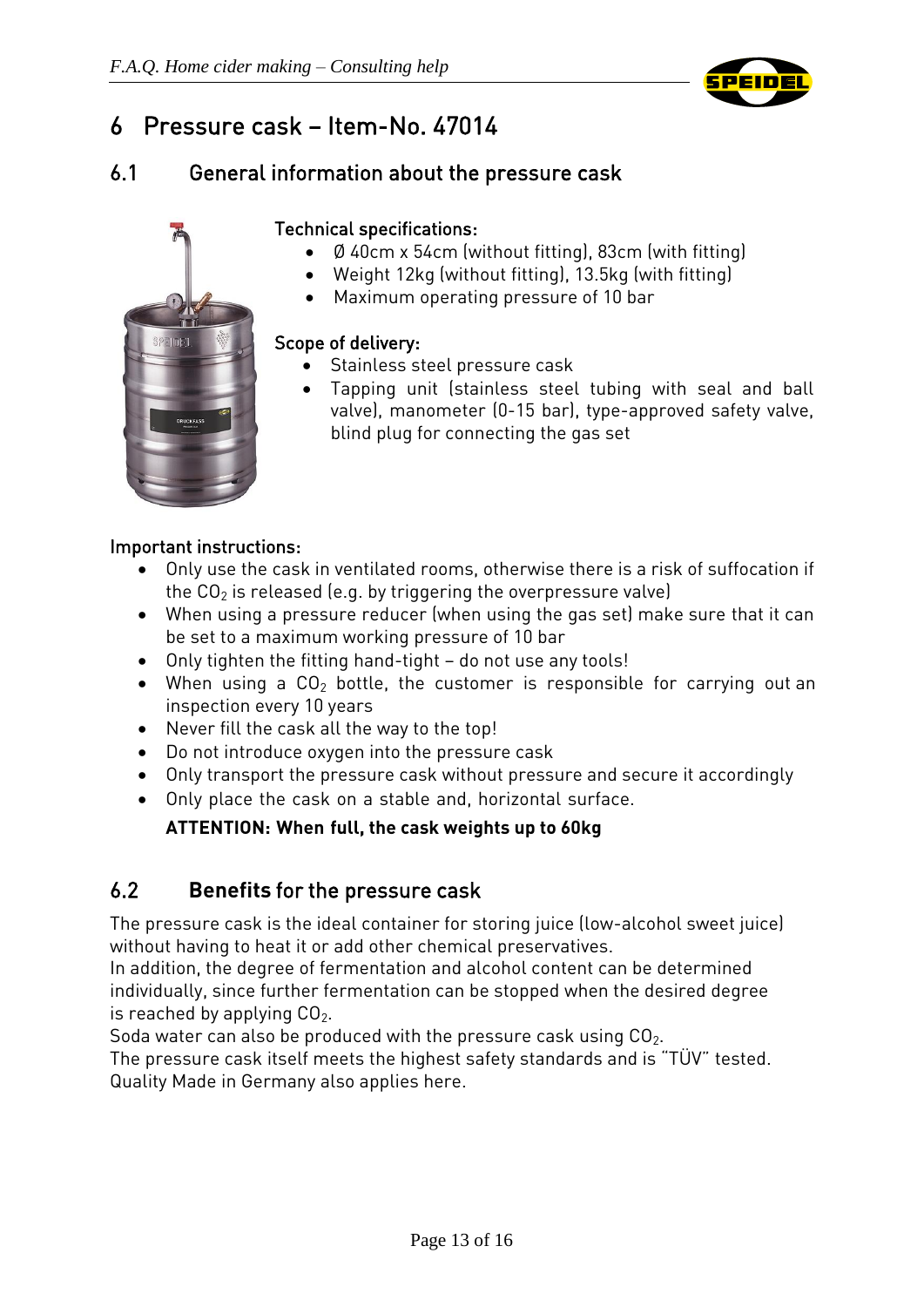# 6 Pressure cask – Item-No. 47014

## 6.1 General information about the pressure cask

**Technical specifications:**

- Ø 40cm x 54cm (without fitting), 83cm (with fitting)
- Weight 12kg (without fitting), 13.5kg (with fitting)
- Maximum operating pressure of 10 bar

**Scope of delivery:**

- Stainless steel pressure cask
- Tapping unit (stainless steel tubing with seal and ball valve), manometer (0-15 bar), type-approved safety valve, blind plug for connecting the gas set

**Important instructions:**

- Only use the cask in ventilated rooms, otherwise there is a risk of suffocation if the $CO_2$ is released (e.g. by triggering the overpressure valve)
- When using a pressure reducer (when using the gas set) make sure that it can be set to a maximum working pressure of 10 bar
- Only tighten the fitting hand-tight – do not use any tools!
- When using a $CO_2$ bottle, the customer is responsible for carrying out an inspection every 10 years
- Never fill the cask all the way to the top!
- Do not introduce oxygen into the pressure cask
- Only transport the pressure cask without pressure and secure it accordingly
- Only place the cask on a stable and, horizontal surface.

**ATTENTION: When full, the cask weights up to 60kg**

## 6.2 Benefits for the pressure cask

The pressure cask is the ideal container for storing juice (low-alcohol sweet juice) without having to heat it or add other chemical preservatives.
In addition, the degree of fermentation and alcohol content can be determined individually, since further fermentation can be stopped when the desired degree is reached by applying $CO_2$.
Soda water can also be produced with the pressure cask using $CO_2$.
The pressure cask itself meets the highest safety standards and is "TÜV" tested.
Quality Made in Germany also applies here.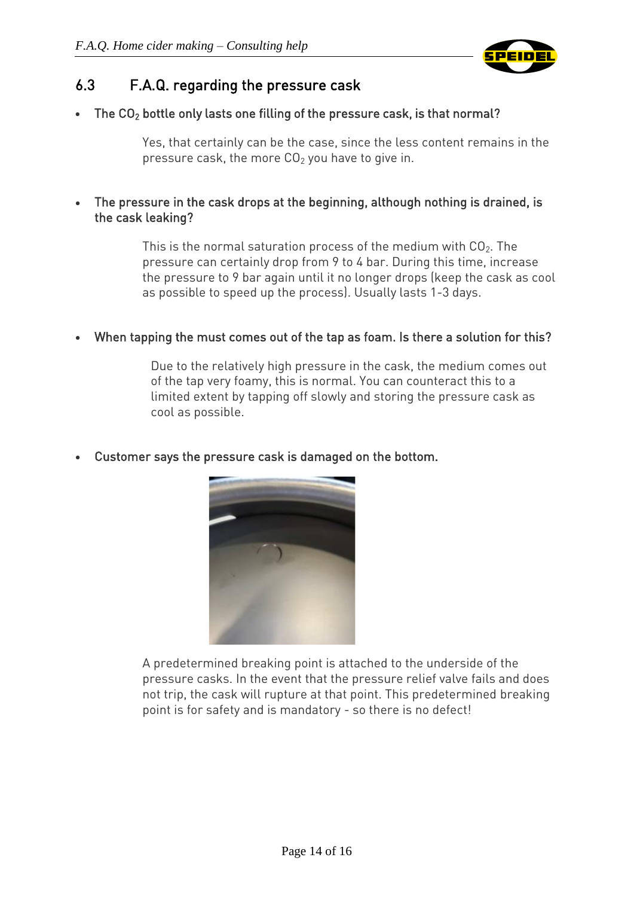## 6.3 F.A.Q. regarding the pressure cask

- **The $CO_2$ bottle only lasts one filling of the pressure cask, is that normal?**

  Yes, that certainly can be the case, since the less content remains in the pressure cask, the more $CO_2$ you have to give in.

- **The pressure in the cask drops at the beginning, although nothing is drained, is the cask leaking?**

  This is the normal saturation process of the medium with $CO_2$. The pressure can certainly drop from 9 to 4 bar. During this time, increase the pressure to 9 bar again until it no longer drops (keep the cask as cool as possible to speed up the process). Usually lasts 1-3 days.

- **When tapping the must comes out of the tap as foam. Is there a solution for this?**

  Due to the relatively high pressure in the cask, the medium comes out of the tap very foamy, this is normal. You can counteract this to a limited extent by tapping off slowly and storing the pressure cask as cool as possible.

- **Customer says the pressure cask is damaged on the bottom.**

  A predetermined breaking point is attached to the underside of the pressure casks. In the event that the pressure relief valve fails and does not trip, the cask will rupture at that point. This predetermined breaking point is for safety and is mandatory - so there is no defect!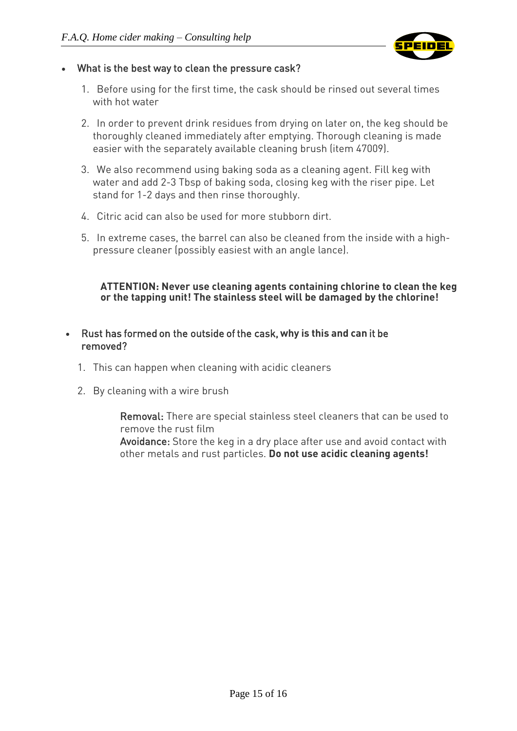- What is the best way to clean the pressure cask?

  1. Before using for the first time, the cask should be rinsed out several times with hot water
  2. In order to prevent drink residues from drying on later on, the keg should be thoroughly cleaned immediately after emptying. Thorough cleaning is made easier with the separately available cleaning brush (item 47009).
  3. We also recommend using baking soda as a cleaning agent. Fill keg with water and add 2-3 Tbsp of baking soda, closing keg with the riser pipe. Let stand for 1-2 days and then rinse thoroughly.
  4. Citric acid can also be used for more stubborn dirt.
  5. In extreme cases, the barrel can also be cleaned from the inside with a high-pressure cleaner (possibly easiest with an angle lance).

  **ATTENTION: Never use cleaning agents containing chlorine to clean the keg or the tapping unit! The stainless steel will be damaged by the chlorine!**

- Rust has formed on the outside of the cask, why is this and can it be removed?

  1. This can happen when cleaning with acidic cleaners
  2. By cleaning with a wire brush

  Removal: There are special stainless steel cleaners that can be used to remove the rust film
  Avoidance: Store the keg in a dry place after use and avoid contact with other metals and rust particles. **Do not use acidic cleaning agents!**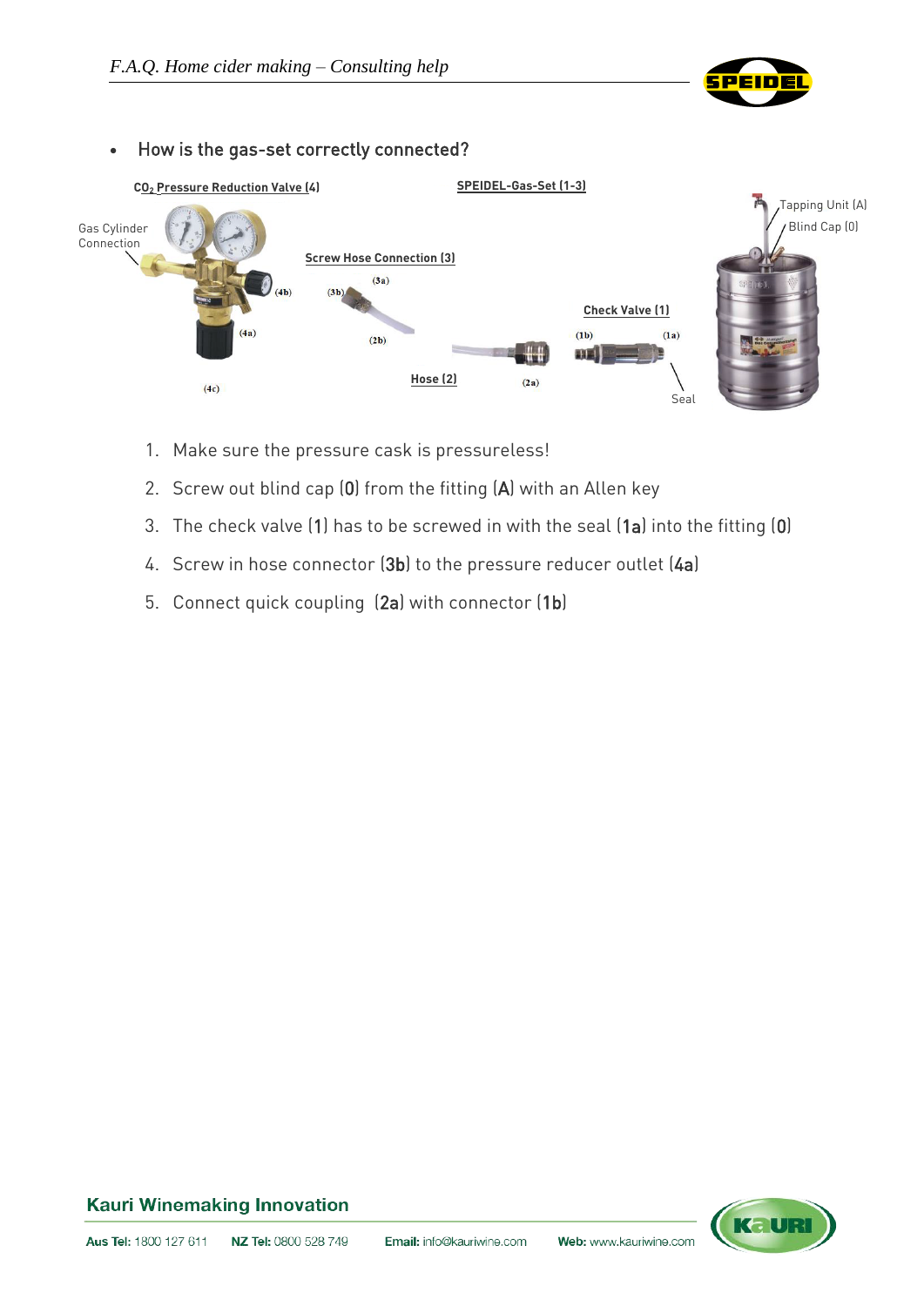- How is the gas-set correctly connected?

$CO_2$ Pressure Reduction Valve (4)

SPEIDEL-Gas-Set (1-3)

Tapping Unit (A)

Blind Cap (0)

Gas Cylinder Connection

Screw Hose Connection (3)

(3a)

(3b)

(4b)

(4a)

(2b)

Check Valve (1)

(1b)

(1a)

Hose (2)

(2a)

(4c)

Seal

1. Make sure the pressure cask is pressureless!
2. Screw out blind cap (0) from the fitting (A) with an Allen key
3. The check valve (1) has to be screwed in with the seal (1a) into the fitting (0)
4. Screw in hose connector (3b) to the pressure reducer outlet (4a)
5. Connect quick coupling (2a) with connector (1b)

**Kauri Winemaking Innovation**

**Aus Tel:** 1800 127 611 **NZ Tel:** 0800 528 749 **Email:** info@kauriwine.com **Web:** www.kauriwine.com